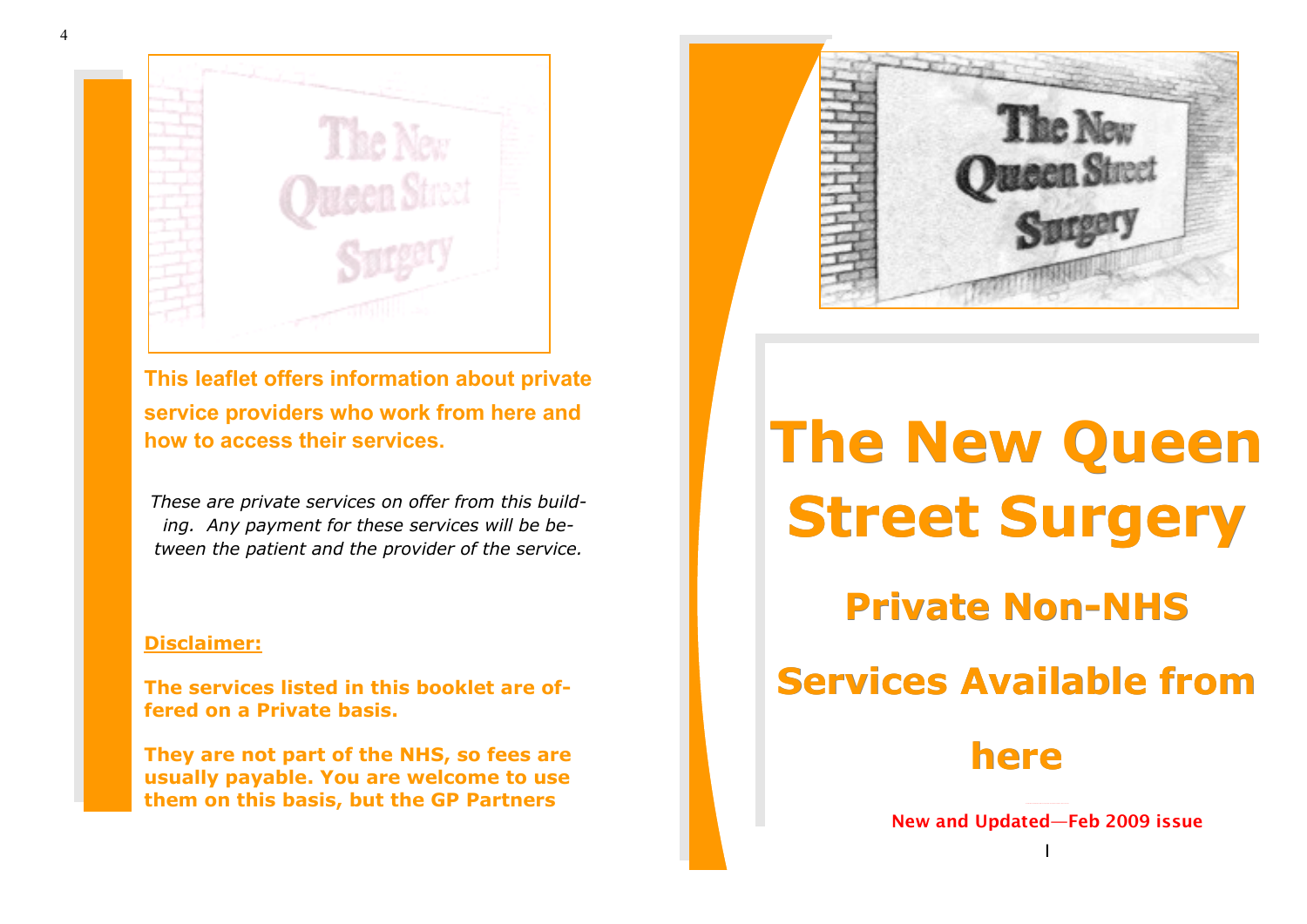This leaflet offers information about private service providers who work from here and how to access their services.

*These are private services on offer from this building. Any payment for these services will be between the patient and the provider of the service.*

**Disclaimer:**

**The services listed in this booklet are offered on a Private basis.**

**They are not part of the NHS, so fees are usually payable. You are welcome to use them on this basis, but the GP Partners**

# The New Queen Street Surgery

## Private Non-NHS

## Services Available from

## here

**New and Updated—Feb 2009 issue**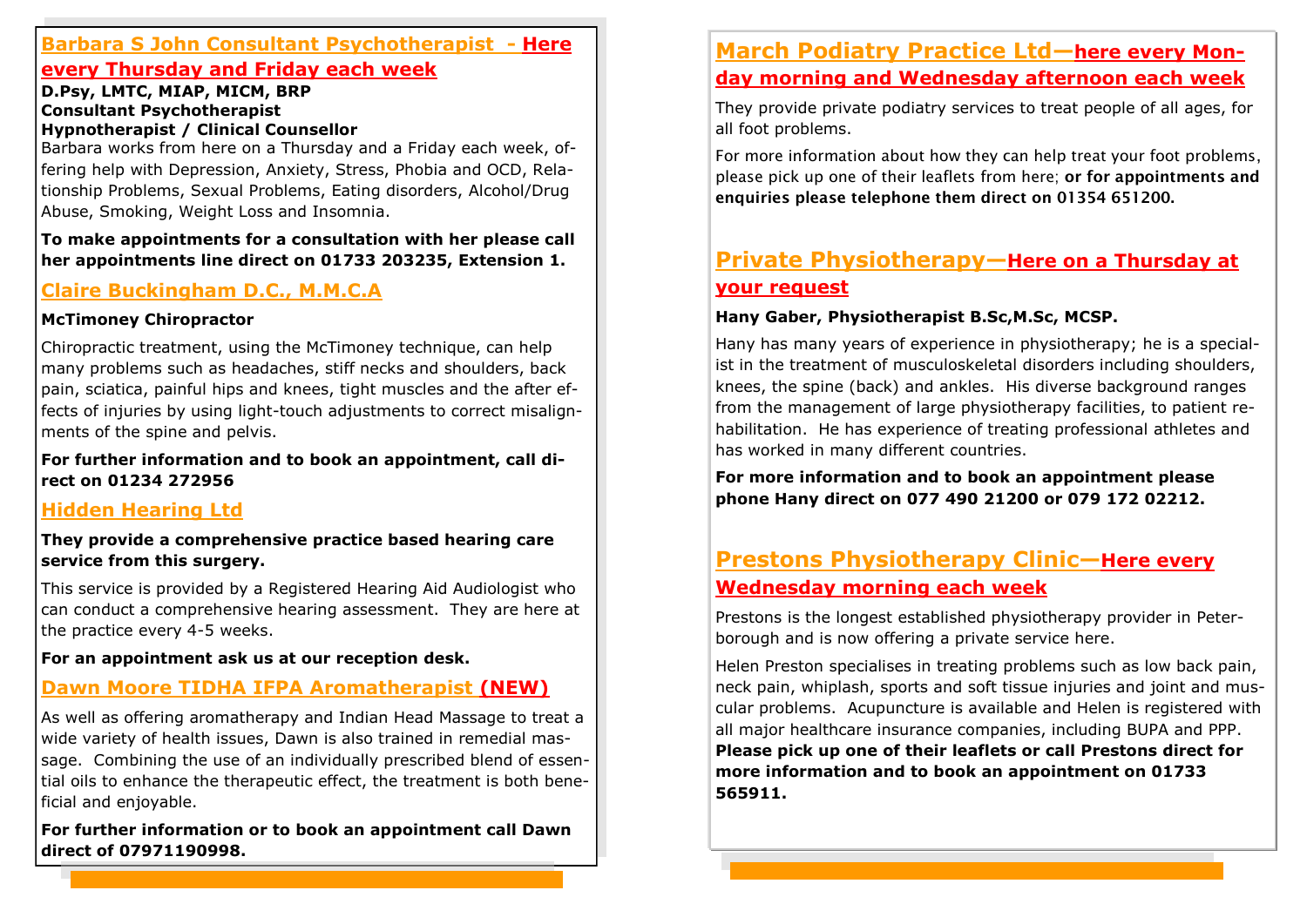## Barbara S John Consultant Psychotherapist - Here every Thursday and Friday each week

**D.Psy, LMTC, MIAP, MICM, BRP**
**Consultant Psychotherapist**
**Hypnotherapist / Clinical Counsellor**

Barbara works from here on a Thursday and a Friday each week, offering help with Depression, Anxiety, Stress, Phobia and OCD, Relationship Problems, Sexual Problems, Eating disorders, Alcohol/Drug Abuse, Smoking, Weight Loss and Insomnia.

**To make appointments for a consultation with her please call her appointments line direct on 01733 203235, Extension 1.**

## Claire Buckingham D.C., M.M.C.A

**McTimoney Chiropractor**

Chiropractic treatment, using the McTimoney technique, can help many problems such as headaches, stiff necks and shoulders, back pain, sciatica, painful hips and knees, tight muscles and the after effects of injuries by using light-touch adjustments to correct misalignments of the spine and pelvis.

**For further information and to book an appointment, call direct on 01234 272956**

## Hidden Hearing Ltd

**They provide a comprehensive practice based hearing care service from this surgery.**

This service is provided by a Registered Hearing Aid Audiologist who can conduct a comprehensive hearing assessment. They are here at the practice every 4-5 weeks.

**For an appointment ask us at our reception desk.**

## Dawn Moore TIDHA IFPA Aromatherapist (NEW)

As well as offering aromatherapy and Indian Head Massage to treat a wide variety of health issues, Dawn is also trained in remedial massage. Combining the use of an individually prescribed blend of essential oils to enhance the therapeutic effect, the treatment is both beneficial and enjoyable.

**For further information or to book an appointment call Dawn direct of 07971190998.**

## March Podiatry Practice Ltd—here every Monday morning and Wednesday afternoon each week

They provide private podiatry services to treat people of all ages, for all foot problems.

For more information about how they can help treat your foot problems, please pick up one of their leaflets from here; **or for appointments and enquiries please telephone them direct on 01354 651200.**

## Private Physiotherapy—Here on a Thursday at your request

**Hany Gaber, Physiotherapist B.Sc,M.Sc, MCSP.**

Hany has many years of experience in physiotherapy; he is a specialist in the treatment of musculoskeletal disorders including shoulders, knees, the spine (back) and ankles. His diverse background ranges from the management of large physiotherapy facilities, to patient rehabilitation. He has experience of treating professional athletes and has worked in many different countries.

**For more information and to book an appointment please phone Hany direct on 077 490 21200 or 079 172 02212.**

## Prestons Physiotherapy Clinic—Here every Wednesday morning each week

Prestons is the longest established physiotherapy provider in Peterborough and is now offering a private service here.

Helen Preston specialises in treating problems such as low back pain, neck pain, whiplash, sports and soft tissue injuries and joint and muscular problems. Acupuncture is available and Helen is registered with all major healthcare insurance companies, including BUPA and PPP. **Please pick up one of their leaflets or call Prestons direct for more information and to book an appointment on 01733 565911.**